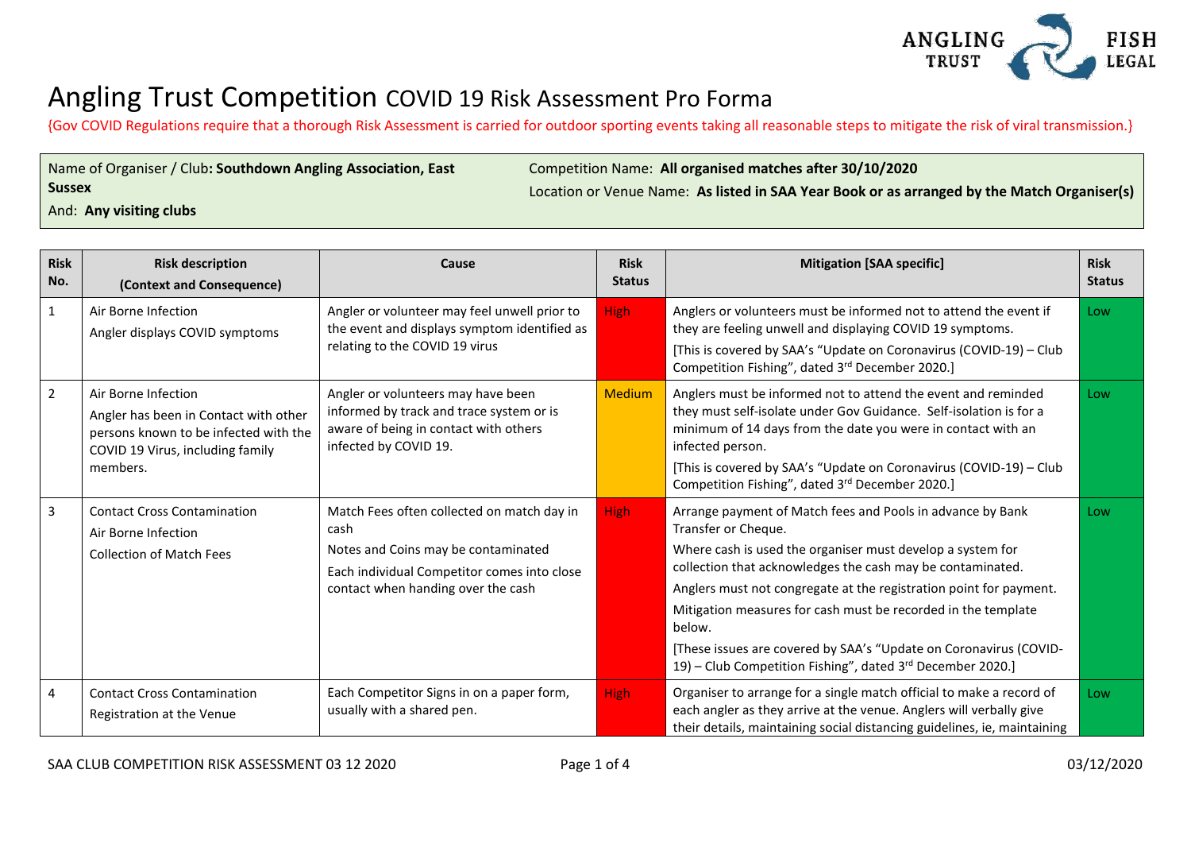# Angling Trust Competition COVID 19 Risk Assessment Pro Forma

{Gov COVID Regulations require that a thorough Risk Assessment is carried for outdoor sporting events taking all reasonable steps to mitigate the risk of viral transmission.}

Name of Organiser / Club**: Southdown Angling Association, East Sussex**

And: **Any visiting clubs**

Competition Name: **All organised matches after 30/10/2020**

Location or Venue Name: **As listed in SAA Year Book or as arranged by the Match Organiser(s)**

| Risk No. | Risk description (Context and Consequence) | Cause | Risk Status | Mitigation [SAA specific] | Risk Status |
|---|---|---|---|---|---|
| 1 | Air Borne Infection<br>Angler displays COVID symptoms | Angler or volunteer may feel unwell prior to the event and displays symptom identified as relating to the COVID 19 virus | High | Anglers or volunteers must be informed not to attend the event if they are feeling unwell and displaying COVID 19 symptoms.<br>[This is covered by SAA's "Update on Coronavirus (COVID-19) – Club Competition Fishing", dated 3rd December 2020.] | Low |
| 2 | Air Borne Infection<br>Angler has been in Contact with other persons known to be infected with the COVID 19 Virus, including family members. | Angler or volunteers may have been informed by track and trace system or is aware of being in contact with others infected by COVID 19. | Medium | Anglers must be informed not to attend the event and reminded they must self-isolate under Gov Guidance. Self-isolation is for a minimum of 14 days from the date you were in contact with an infected person.<br>[This is covered by SAA's "Update on Coronavirus (COVID-19) – Club Competition Fishing", dated 3rd December 2020.] | Low |
| 3 | Contact Cross Contamination<br>Air Borne Infection<br>Collection of Match Fees | Match Fees often collected on match day in cash<br>Notes and Coins may be contaminated<br>Each individual Competitor comes into close contact when handing over the cash | High | Arrange payment of Match fees and Pools in advance by Bank Transfer or Cheque.<br>Where cash is used the organiser must develop a system for collection that acknowledges the cash may be contaminated.<br>Anglers must not congregate at the registration point for payment.<br>Mitigation measures for cash must be recorded in the template below.<br>[These issues are covered by SAA's "Update on Coronavirus (COVID-19) – Club Competition Fishing", dated 3rd December 2020.] | Low |
| 4 | Contact Cross Contamination<br>Registration at the Venue | Each Competitor Signs in on a paper form, usually with a shared pen. | High | Organiser to arrange for a single match official to make a record of each angler as they arrive at the venue. Anglers will verbally give their details, maintaining social distancing guidelines, ie, maintaining | Low |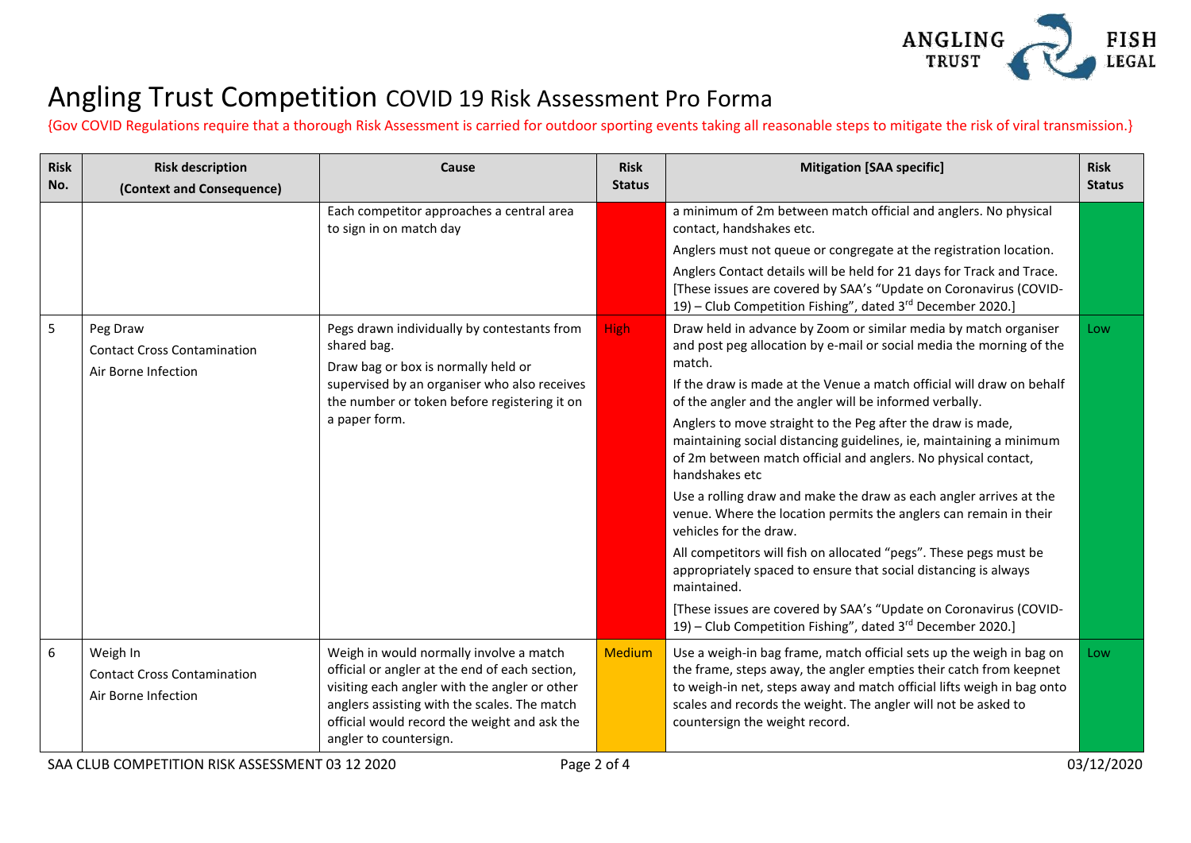# Angling Trust Competition COVID 19 Risk Assessment Pro Forma

{Gov COVID Regulations require that a thorough Risk Assessment is carried for outdoor sporting events taking all reasonable steps to mitigate the risk of viral transmission.}

| Risk No. | Risk description (Context and Consequence) | Cause | Risk Status | Mitigation [SAA specific] | Risk Status |
|---|---|---|---|---|---|
| | | Each competitor approaches a central area to sign in on match day | | a minimum of 2m between match official and anglers. No physical contact, handshakes etc.<br>Anglers must not queue or congregate at the registration location.<br>Anglers Contact details will be held for 21 days for Track and Trace. [These issues are covered by SAA's "Update on Coronavirus (COVID-19) – Club Competition Fishing", dated 3rd December 2020.] | |
| 5 | Peg Draw<br>Contact Cross Contamination<br>Air Borne Infection | Pegs drawn individually by contestants from shared bag.<br>Draw bag or box is normally held or supervised by an organiser who also receives the number or token before registering it on a paper form. | High | Draw held in advance by Zoom or similar media by match organiser and post peg allocation by e-mail or social media the morning of the match.<br>If the draw is made at the Venue a match official will draw on behalf of the angler and the angler will be informed verbally.<br>Anglers to move straight to the Peg after the draw is made, maintaining social distancing guidelines, ie, maintaining a minimum of 2m between match official and anglers. No physical contact, handshakes etc<br>Use a rolling draw and make the draw as each angler arrives at the venue. Where the location permits the anglers can remain in their vehicles for the draw.<br>All competitors will fish on allocated "pegs". These pegs must be appropriately spaced to ensure that social distancing is always maintained.<br>[These issues are covered by SAA's "Update on Coronavirus (COVID-19) – Club Competition Fishing", dated 3rd December 2020.] | Low |
| 6 | Weigh In<br>Contact Cross Contamination<br>Air Borne Infection | Weigh in would normally involve a match official or angler at the end of each section, visiting each angler with the angler or other anglers assisting with the scales. The match official would record the weight and ask the angler to countersign. | Medium | Use a weigh-in bag frame, match official sets up the weigh in bag on the frame, steps away, the angler empties their catch from keepnet to weigh-in net, steps away and match official lifts weigh in bag onto scales and records the weight. The angler will not be asked to countersign the weight record. | Low |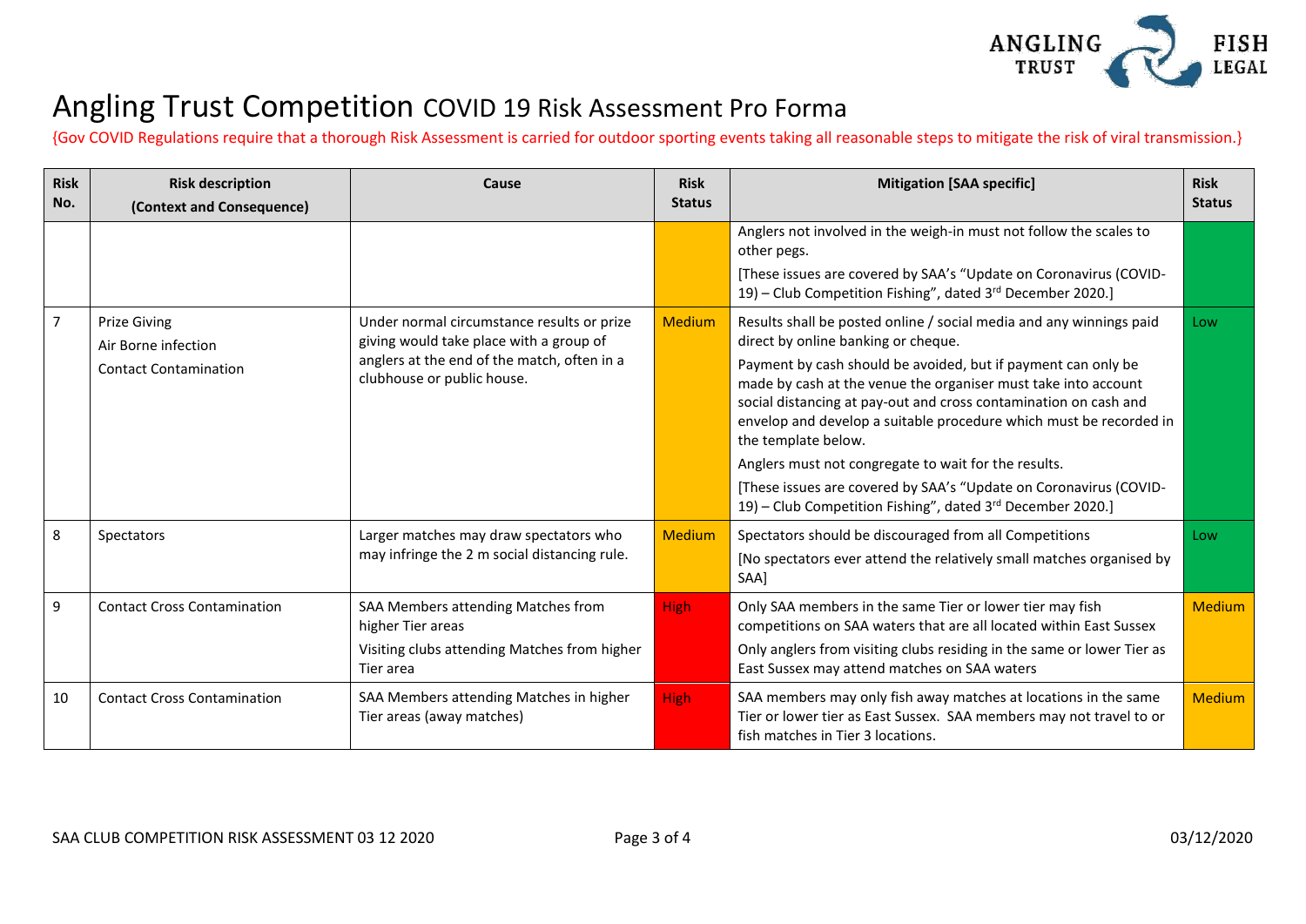# Angling Trust Competition COVID 19 Risk Assessment Pro Forma

{Gov COVID Regulations require that a thorough Risk Assessment is carried for outdoor sporting events taking all reasonable steps to mitigate the risk of viral transmission.}

| Risk No. | Risk description (Context and Consequence) | Cause | Risk Status | Mitigation [SAA specific] | Risk Status |
|---|---|---|---|---|---|
| | | | | Anglers not involved in the weigh-in must not follow the scales to other pegs. [These issues are covered by SAA's "Update on Coronavirus (COVID-19) – Club Competition Fishing", dated 3rd December 2020.] | |
| 7 | Prize Giving<br>Air Borne infection<br>Contact Contamination | Under normal circumstance results or prize giving would take place with a group of anglers at the end of the match, often in a clubhouse or public house. | Medium | Results shall be posted online / social media and any winnings paid direct by online banking or cheque.<br>Payment by cash should be avoided, but if payment can only be made by cash at the venue the organiser must take into account social distancing at pay-out and cross contamination on cash and envelop and develop a suitable procedure which must be recorded in the template below.<br>Anglers must not congregate to wait for the results.<br>[These issues are covered by SAA's "Update on Coronavirus (COVID-19) – Club Competition Fishing", dated 3rd December 2020.] | Low |
| 8 | Spectators | Larger matches may draw spectators who may infringe the 2 m social distancing rule. | Medium | Spectators should be discouraged from all Competitions<br>[No spectators ever attend the relatively small matches organised by SAA] | Low |
| 9 | Contact Cross Contamination | SAA Members attending Matches from higher Tier areas<br>Visiting clubs attending Matches from higher Tier area | High | Only SAA members in the same Tier or lower tier may fish competitions on SAA waters that are all located within East Sussex<br>Only anglers from visiting clubs residing in the same or lower Tier as East Sussex may attend matches on SAA waters | Medium |
| 10 | Contact Cross Contamination | SAA Members attending Matches in higher Tier areas (away matches) | High | SAA members may only fish away matches at locations in the same Tier or lower tier as East Sussex. SAA members may not travel to or fish matches in Tier 3 locations. | Medium |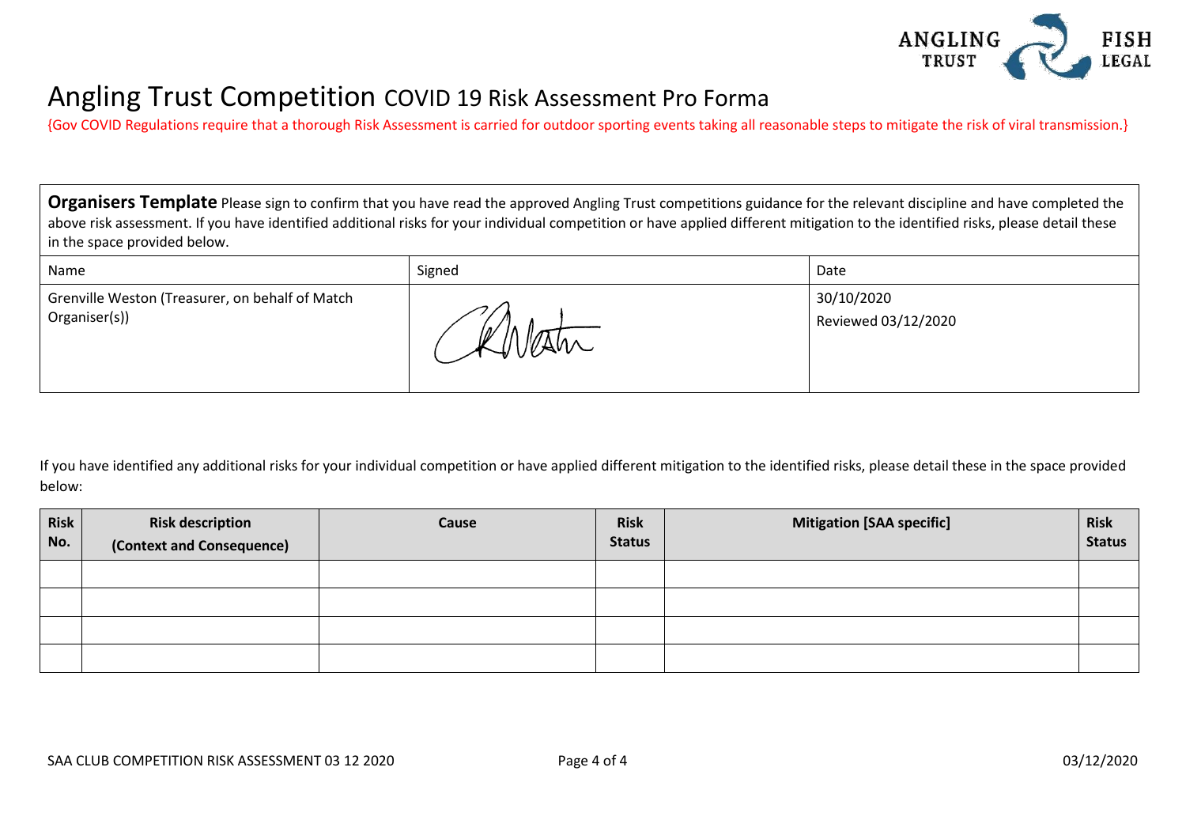# Angling Trust Competition COVID 19 Risk Assessment Pro Forma

{Gov COVID Regulations require that a thorough Risk Assessment is carried for outdoor sporting events taking all reasonable steps to mitigate the risk of viral transmission.}

| **Organisers Template** Please sign to confirm that you have read the approved Angling Trust competitions guidance for the relevant discipline and have completed the above risk assessment. If you have identified additional risks for your individual competition or have applied different mitigation to the identified risks, please detail these in the space provided below. | | |
|---|---|---|
| Name | Signed | Date |
| Grenville Weston (Treasurer, on behalf of Match Organiser(s)) | | 30/10/2020<br>Reviewed 03/12/2020 |

If you have identified any additional risks for your individual competition or have applied different mitigation to the identified risks, please detail these in the space provided below:

| Risk No. | Risk description (Context and Consequence) | Cause | Risk Status | Mitigation [SAA specific] | Risk Status |
|---|---|---|---|---|---|
| | | | | | |
| | | | | | |
| | | | | | |
| | | | | | |